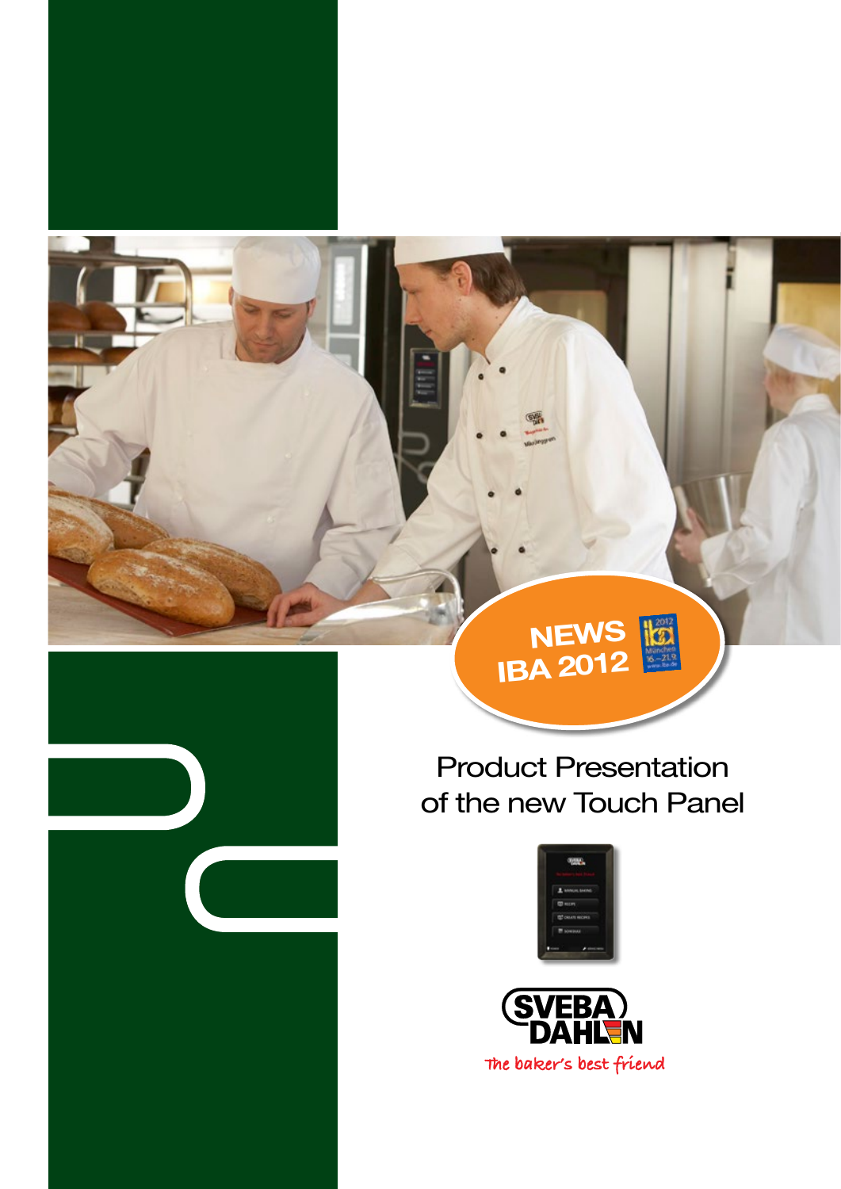NEWS
IBA 2012

# Product Presentation of the new Touch Panel

SVEBA DAHLEN

The baker's best friend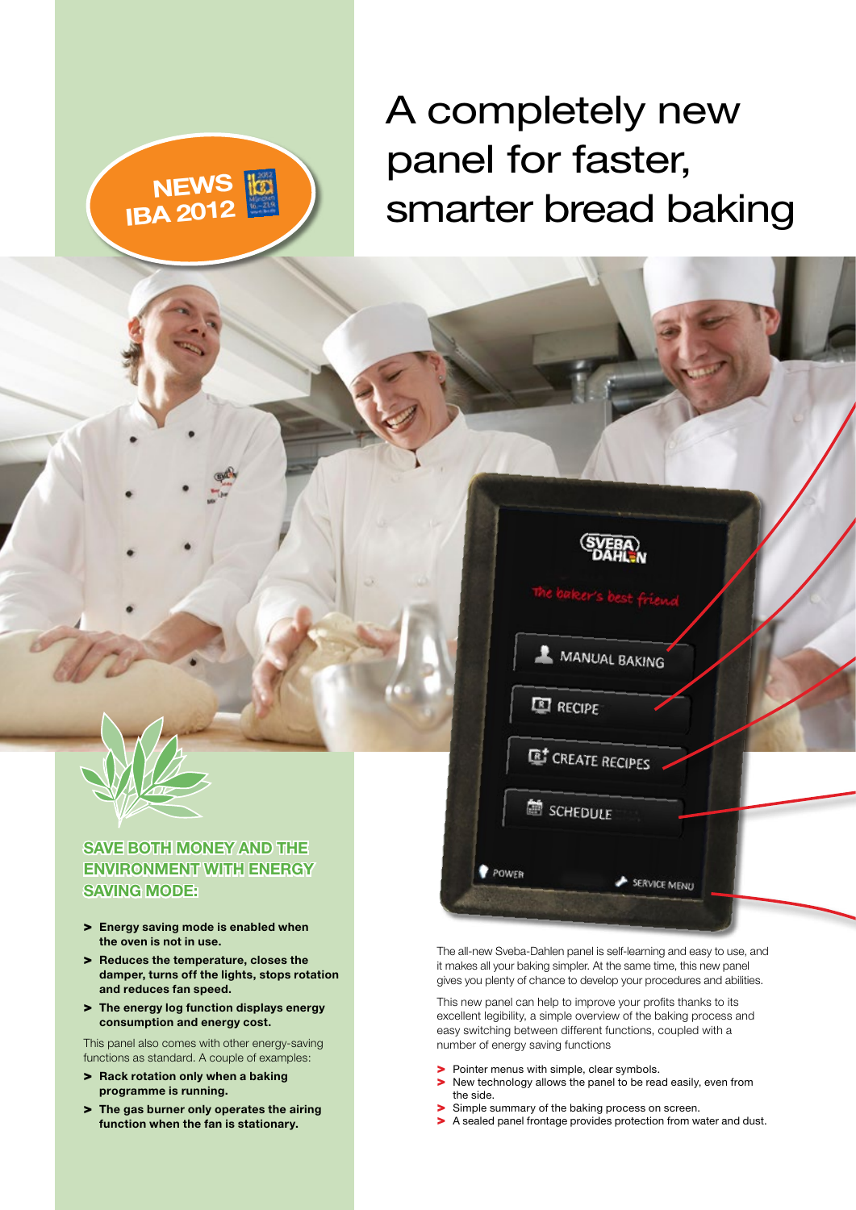NEWS IBA 2012

# A completely new panel for faster, smarter bread baking

## SAVE BOTH MONEY AND THE ENVIRONMENT WITH ENERGY SAVING MODE:

- **Energy saving mode is enabled when the oven is not in use.**
- **Reduces the temperature, closes the damper, turns off the lights, stops rotation and reduces fan speed.**
- **The energy log function displays energy consumption and energy cost.**

This panel also comes with other energy-saving functions as standard. A couple of examples:

- **Rack rotation only when a baking programme is running.**
- **The gas burner only operates the airing function when the fan is stationary.**

The all-new Sveba-Dahlen panel is self-learning and easy to use, and it makes all your baking simpler. At the same time, this new panel gives you plenty of chance to develop your procedures and abilities.

This new panel can help to improve your profits thanks to its excellent legibility, a simple overview of the baking process and easy switching between different functions, coupled with a number of energy saving functions

- Pointer menus with simple, clear symbols.
- New technology allows the panel to be read easily, even from the side.
- Simple summary of the baking process on screen.
- A sealed panel frontage provides protection from water and dust.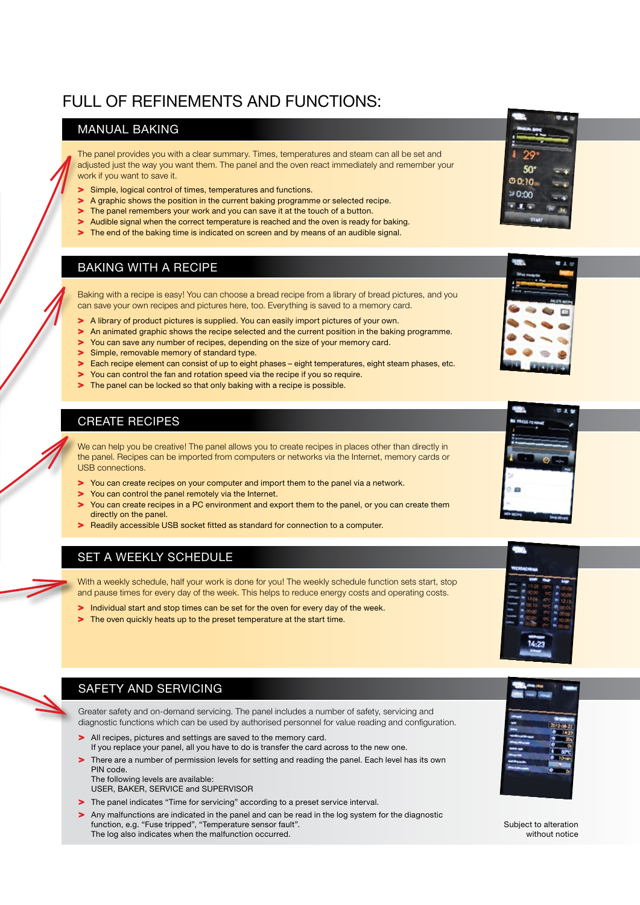# FULL OF REFINEMENTS AND FUNCTIONS:

## MANUAL BAKING

The panel provides you with a clear summary. Times, temperatures and steam can all be set and adjusted just the way you want them. The panel and the oven react immediately and remember your work if you want to save it.

- Simple, logical control of times, temperatures and functions.
- A graphic shows the position in the current baking programme or selected recipe.
- The panel remembers your work and you can save it at the touch of a button.
- Audible signal when the correct temperature is reached and the oven is ready for baking.
- The end of the baking time is indicated on screen and by means of an audible signal.

## BAKING WITH A RECIPE

Baking with a recipe is easy! You can choose a bread recipe from a library of bread pictures, and you can save your own recipes and pictures here, too. Everything is saved to a memory card.

- A library of product pictures is supplied. You can easily import pictures of your own.
- An animated graphic shows the recipe selected and the current position in the baking programme.
- You can save any number of recipes, depending on the size of your memory card.
- Simple, removable memory of standard type.
- Each recipe element can consist of up to eight phases – eight temperatures, eight steam phases, etc.
- You can control the fan and rotation speed via the recipe if you so require.
- The panel can be locked so that only baking with a recipe is possible.

## CREATE RECIPES

We can help you be creative! The panel allows you to create recipes in places other than directly in the panel. Recipes can be imported from computers or networks via the Internet, memory cards or USB connections.

- You can create recipes on your computer and import them to the panel via a network.
- You can control the panel remotely via the Internet.
- You can create recipes in a PC environment and export them to the panel, or you can create them directly on the panel.
- Readily accessible USB socket fitted as standard for connection to a computer.

## SET A WEEKLY SCHEDULE

With a weekly schedule, half your work is done for you! The weekly schedule function sets start, stop and pause times for every day of the week. This helps to reduce energy costs and operating costs.

- Individual start and stop times can be set for the oven for every day of the week.
- The oven quickly heats up to the preset temperature at the start time.

## SAFETY AND SERVICING

Greater safety and on-demand servicing. The panel includes a number of safety, servicing and diagnostic functions which can be used by authorised personnel for value reading and configuration.

- All recipes, pictures and settings are saved to the memory card.
  If you replace your panel, all you have to do is transfer the card across to the new one.
- There are a number of permission levels for setting and reading the panel. Each level has its own PIN code.
  The following levels are available:
  USER, BAKER, SERVICE and SUPERVISOR
- The panel indicates "Time for servicing" according to a preset service interval.
- Any malfunctions are indicated in the panel and can be read in the log system for the diagnostic function, e.g. "Fuse tripped", "Temperature sensor fault".
  The log also indicates when the malfunction occurred.

Subject to alteration without notice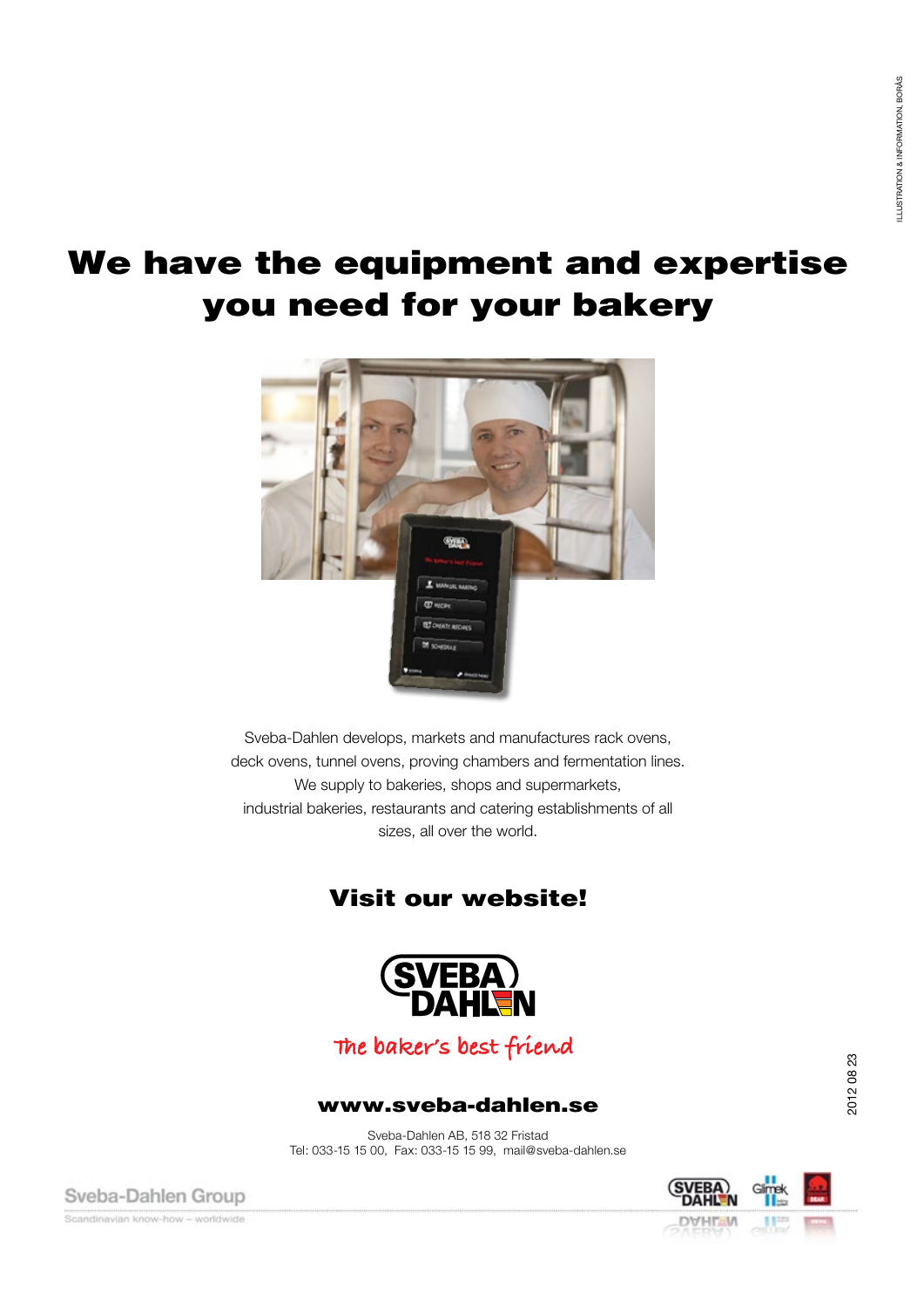# We have the equipment and expertise you need for your bakery

Sveba-Dahlen develops, markets and manufactures rack ovens, deck ovens, tunnel ovens, proving chambers and fermentation lines. We supply to bakeries, shops and supermarkets, industrial bakeries, restaurants and catering establishments of all sizes, all over the world.

## Visit our website!

SVEBA DAHLEN

The baker's best friend

**www.sveba-dahlen.se**

Sveba-Dahlen AB, 518 32 Fristad
Tel: 033-15 15 00, Fax: 033-15 15 99, mail@sveba-dahlen.se

2012 08 23

Sveba-Dahlen Group
Scandinavian know-how – worldwide